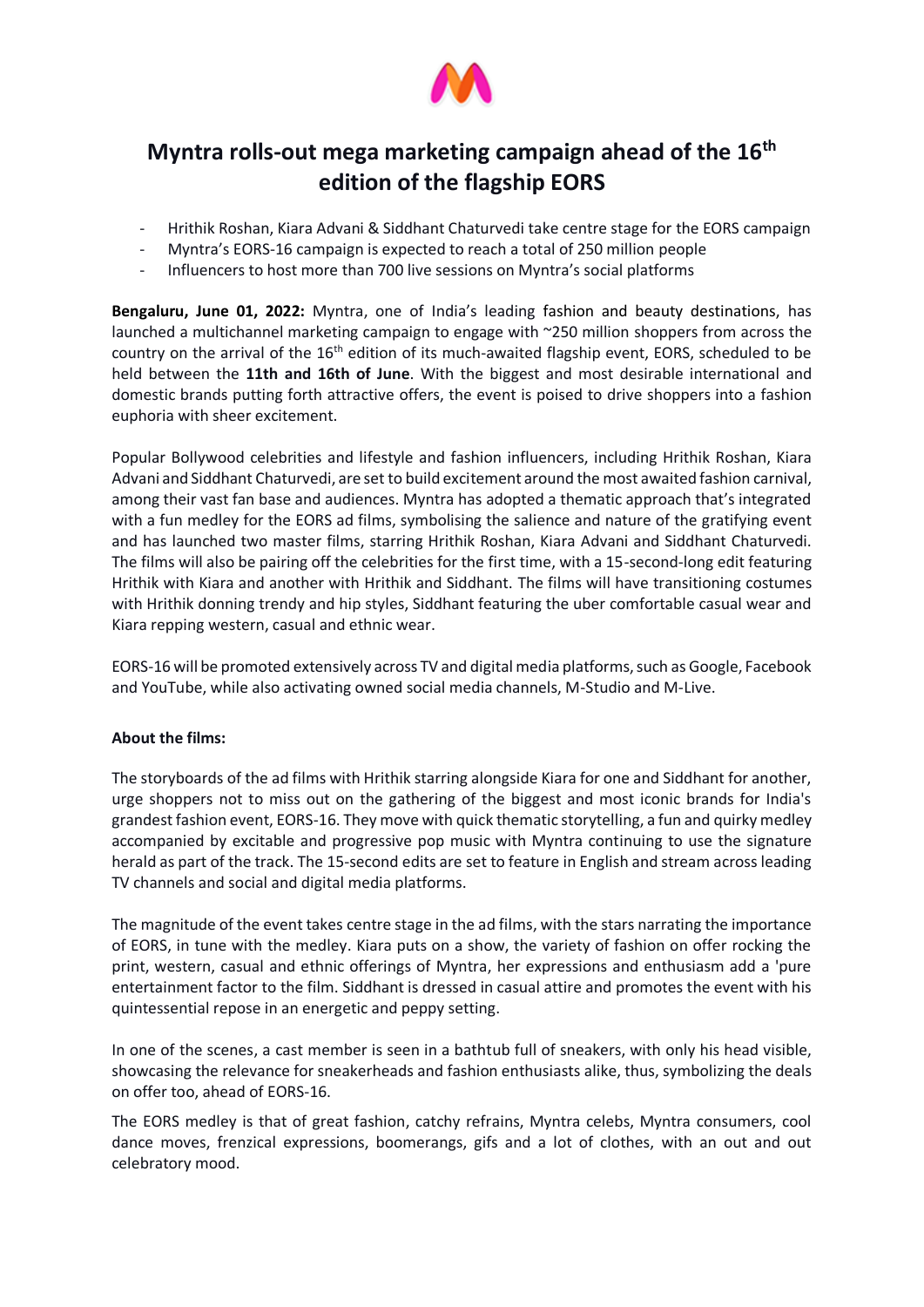# Myntra rolls-out mega marketing campaign ahead of the 16th edition of the flagship EORS

- Hrithik Roshan, Kiara Advani & Siddhant Chaturvedi take centre stage for the EORS campaign
- Myntra's EORS-16 campaign is expected to reach a total of 250 million people
- Influencers to host more than 700 live sessions on Myntra's social platforms

**Bengaluru, June 01, 2022:** Myntra, one of India's leading fashion and beauty destinations, has launched a multichannel marketing campaign to engage with ~250 million shoppers from across the country on the arrival of the 16th edition of its much-awaited flagship event, EORS, scheduled to be held between the **11th and 16th of June**. With the biggest and most desirable international and domestic brands putting forth attractive offers, the event is poised to drive shoppers into a fashion euphoria with sheer excitement.

Popular Bollywood celebrities and lifestyle and fashion influencers, including Hrithik Roshan, Kiara Advani and Siddhant Chaturvedi, are set to build excitement around the most awaited fashion carnival, among their vast fan base and audiences. Myntra has adopted a thematic approach that's integrated with a fun medley for the EORS ad films, symbolising the salience and nature of the gratifying event and has launched two master films, starring Hrithik Roshan, Kiara Advani and Siddhant Chaturvedi. The films will also be pairing off the celebrities for the first time, with a 15-second-long edit featuring Hrithik with Kiara and another with Hrithik and Siddhant. The films will have transitioning costumes with Hrithik donning trendy and hip styles, Siddhant featuring the uber comfortable casual wear and Kiara repping western, casual and ethnic wear.

EORS-16 will be promoted extensively across TV and digital media platforms, such as Google, Facebook and YouTube, while also activating owned social media channels, M-Studio and M-Live.

**About the films:**

The storyboards of the ad films with Hrithik starring alongside Kiara for one and Siddhant for another, urge shoppers not to miss out on the gathering of the biggest and most iconic brands for India's grandest fashion event, EORS-16. They move with quick thematic storytelling, a fun and quirky medley accompanied by excitable and progressive pop music with Myntra continuing to use the signature herald as part of the track. The 15-second edits are set to feature in English and stream across leading TV channels and social and digital media platforms.

The magnitude of the event takes centre stage in the ad films, with the stars narrating the importance of EORS, in tune with the medley. Kiara puts on a show, the variety of fashion on offer rocking the print, western, casual and ethnic offerings of Myntra, her expressions and enthusiasm add a 'pure entertainment factor to the film. Siddhant is dressed in casual attire and promotes the event with his quintessential repose in an energetic and peppy setting.

In one of the scenes, a cast member is seen in a bathtub full of sneakers, with only his head visible, showcasing the relevance for sneakerheads and fashion enthusiasts alike, thus, symbolizing the deals on offer too, ahead of EORS-16.

The EORS medley is that of great fashion, catchy refrains, Myntra celebs, Myntra consumers, cool dance moves, frenzical expressions, boomerangs, gifs and a lot of clothes, with an out and out celebratory mood.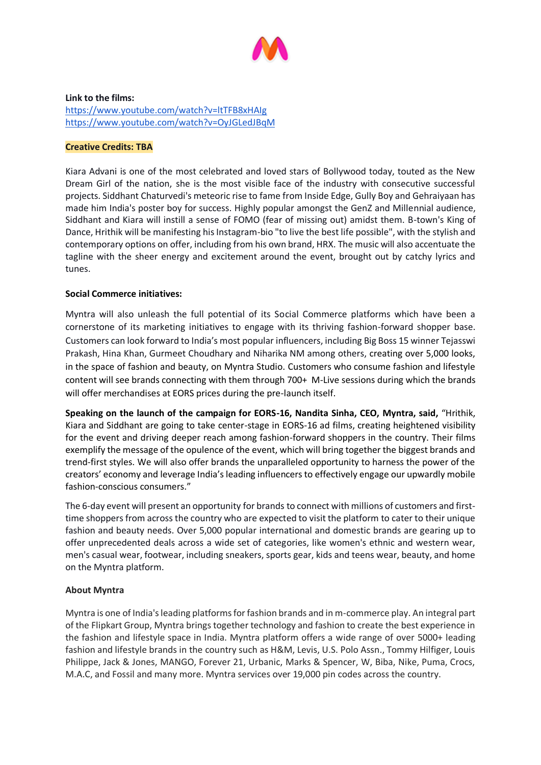**Link to the films:**
https://www.youtube.com/watch?v=ltTFB8xHAIg
https://www.youtube.com/watch?v=OyJGLedJBqM

**Creative Credits: TBA**

Kiara Advani is one of the most celebrated and loved stars of Bollywood today, touted as the New Dream Girl of the nation, she is the most visible face of the industry with consecutive successful projects. Siddhant Chaturvedi's meteoric rise to fame from Inside Edge, Gully Boy and Gehraiyaan has made him India's poster boy for success. Highly popular amongst the GenZ and Millennial audience, Siddhant and Kiara will instill a sense of FOMO (fear of missing out) amidst them. B-town's King of Dance, Hrithik will be manifesting his Instagram-bio "to live the best life possible", with the stylish and contemporary options on offer, including from his own brand, HRX. The music will also accentuate the tagline with the sheer energy and excitement around the event, brought out by catchy lyrics and tunes.

**Social Commerce initiatives:**

Myntra will also unleash the full potential of its Social Commerce platforms which have been a cornerstone of its marketing initiatives to engage with its thriving fashion-forward shopper base. Customers can look forward to India's most popular influencers, including Big Boss 15 winner Tejasswi Prakash, Hina Khan, Gurmeet Choudhary and Niharika NM among others, creating over 5,000 looks, in the space of fashion and beauty, on Myntra Studio. Customers who consume fashion and lifestyle content will see brands connecting with them through 700+ M-Live sessions during which the brands will offer merchandises at EORS prices during the pre-launch itself.

**Speaking on the launch of the campaign for EORS-16, Nandita Sinha, CEO, Myntra, said,** "Hrithik, Kiara and Siddhant are going to take center-stage in EORS-16 ad films, creating heightened visibility for the event and driving deeper reach among fashion-forward shoppers in the country. Their films exemplify the message of the opulence of the event, which will bring together the biggest brands and trend-first styles. We will also offer brands the unparalleled opportunity to harness the power of the creators' economy and leverage India's leading influencers to effectively engage our upwardly mobile fashion-conscious consumers."

The 6-day event will present an opportunity for brands to connect with millions of customers and first-time shoppers from across the country who are expected to visit the platform to cater to their unique fashion and beauty needs. Over 5,000 popular international and domestic brands are gearing up to offer unprecedented deals across a wide set of categories, like women's ethnic and western wear, men's casual wear, footwear, including sneakers, sports gear, kids and teens wear, beauty, and home on the Myntra platform.

**About Myntra**

Myntra is one of India's leading platforms for fashion brands and in m-commerce play. An integral part of the Flipkart Group, Myntra brings together technology and fashion to create the best experience in the fashion and lifestyle space in India. Myntra platform offers a wide range of over 5000+ leading fashion and lifestyle brands in the country such as H&M, Levis, U.S. Polo Assn., Tommy Hilfiger, Louis Philippe, Jack & Jones, MANGO, Forever 21, Urbanic, Marks & Spencer, W, Biba, Nike, Puma, Crocs, M.A.C, and Fossil and many more. Myntra services over 19,000 pin codes across the country.